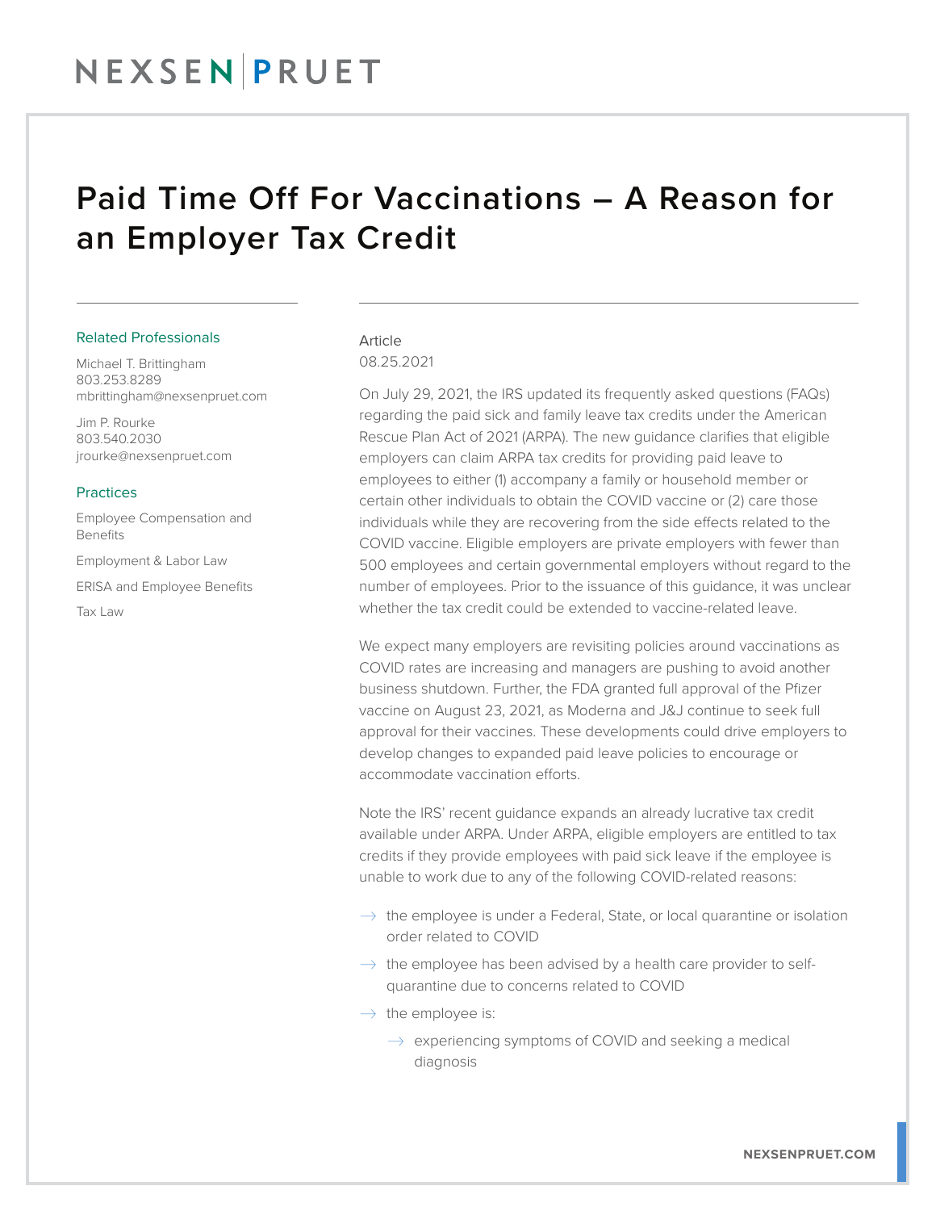# Paid Time Off For Vaccinations – A Reason for an Employer Tax Credit

**Related Professionals**

Michael T. Brittingham
803.253.8289
mbrittingham@nexsenpruet.com

Jim P. Rourke
803.540.2030
jrourke@nexsenpruet.com

**Practices**

Employee Compensation and Benefits

Employment & Labor Law

ERISA and Employee Benefits

Tax Law

Article
08.25.2021

On July 29, 2021, the IRS updated its frequently asked questions (FAQs) regarding the paid sick and family leave tax credits under the American Rescue Plan Act of 2021 (ARPA). The new guidance clarifies that eligible employers can claim ARPA tax credits for providing paid leave to employees to either (1) accompany a family or household member or certain other individuals to obtain the COVID vaccine or (2) care those individuals while they are recovering from the side effects related to the COVID vaccine. Eligible employers are private employers with fewer than 500 employees and certain governmental employers without regard to the number of employees. Prior to the issuance of this guidance, it was unclear whether the tax credit could be extended to vaccine-related leave.

We expect many employers are revisiting policies around vaccinations as COVID rates are increasing and managers are pushing to avoid another business shutdown. Further, the FDA granted full approval of the Pfizer vaccine on August 23, 2021, as Moderna and J&J continue to seek full approval for their vaccines. These developments could drive employers to develop changes to expanded paid leave policies to encourage or accommodate vaccination efforts.

Note the IRS' recent guidance expands an already lucrative tax credit available under ARPA. Under ARPA, eligible employers are entitled to tax credits if they provide employees with paid sick leave if the employee is unable to work due to any of the following COVID-related reasons:

- the employee is under a Federal, State, or local quarantine or isolation order related to COVID
- the employee has been advised by a health care provider to self-quarantine due to concerns related to COVID
- the employee is:
  - experiencing symptoms of COVID and seeking a medical diagnosis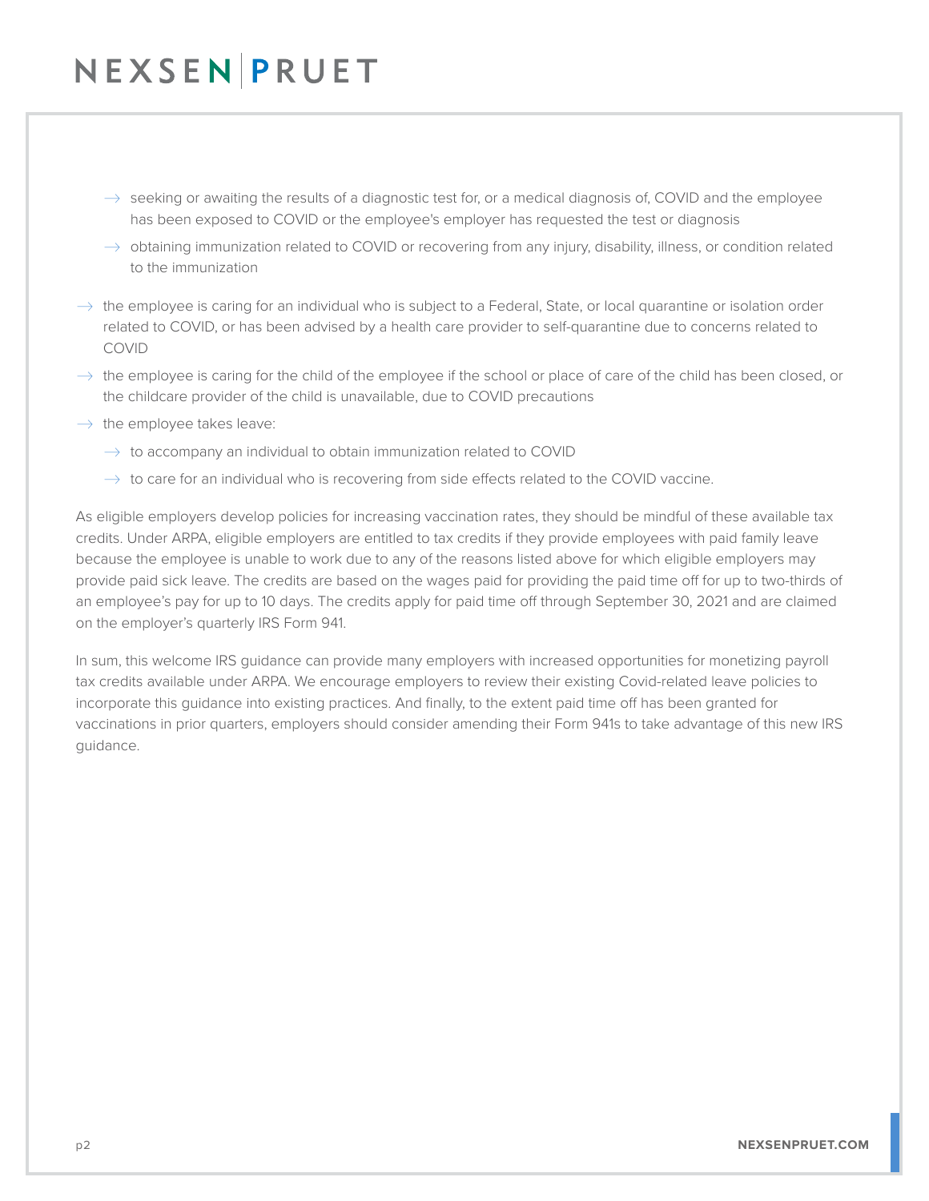- seeking or awaiting the results of a diagnostic test for, or a medical diagnosis of, COVID and the employee has been exposed to COVID or the employee's employer has requested the test or diagnosis
  - obtaining immunization related to COVID or recovering from any injury, disability, illness, or condition related to the immunization
- the employee is caring for an individual who is subject to a Federal, State, or local quarantine or isolation order related to COVID, or has been advised by a health care provider to self-quarantine due to concerns related to COVID
- the employee is caring for the child of the employee if the school or place of care of the child has been closed, or the childcare provider of the child is unavailable, due to COVID precautions
- the employee takes leave:
  - to accompany an individual to obtain immunization related to COVID
  - to care for an individual who is recovering from side effects related to the COVID vaccine.

As eligible employers develop policies for increasing vaccination rates, they should be mindful of these available tax credits. Under ARPA, eligible employers are entitled to tax credits if they provide employees with paid family leave because the employee is unable to work due to any of the reasons listed above for which eligible employers may provide paid sick leave. The credits are based on the wages paid for providing the paid time off for up to two-thirds of an employee's pay for up to 10 days. The credits apply for paid time off through September 30, 2021 and are claimed on the employer's quarterly IRS Form 941.

In sum, this welcome IRS guidance can provide many employers with increased opportunities for monetizing payroll tax credits available under ARPA. We encourage employers to review their existing Covid-related leave policies to incorporate this guidance into existing practices. And finally, to the extent paid time off has been granted for vaccinations in prior quarters, employers should consider amending their Form 941s to take advantage of this new IRS guidance.